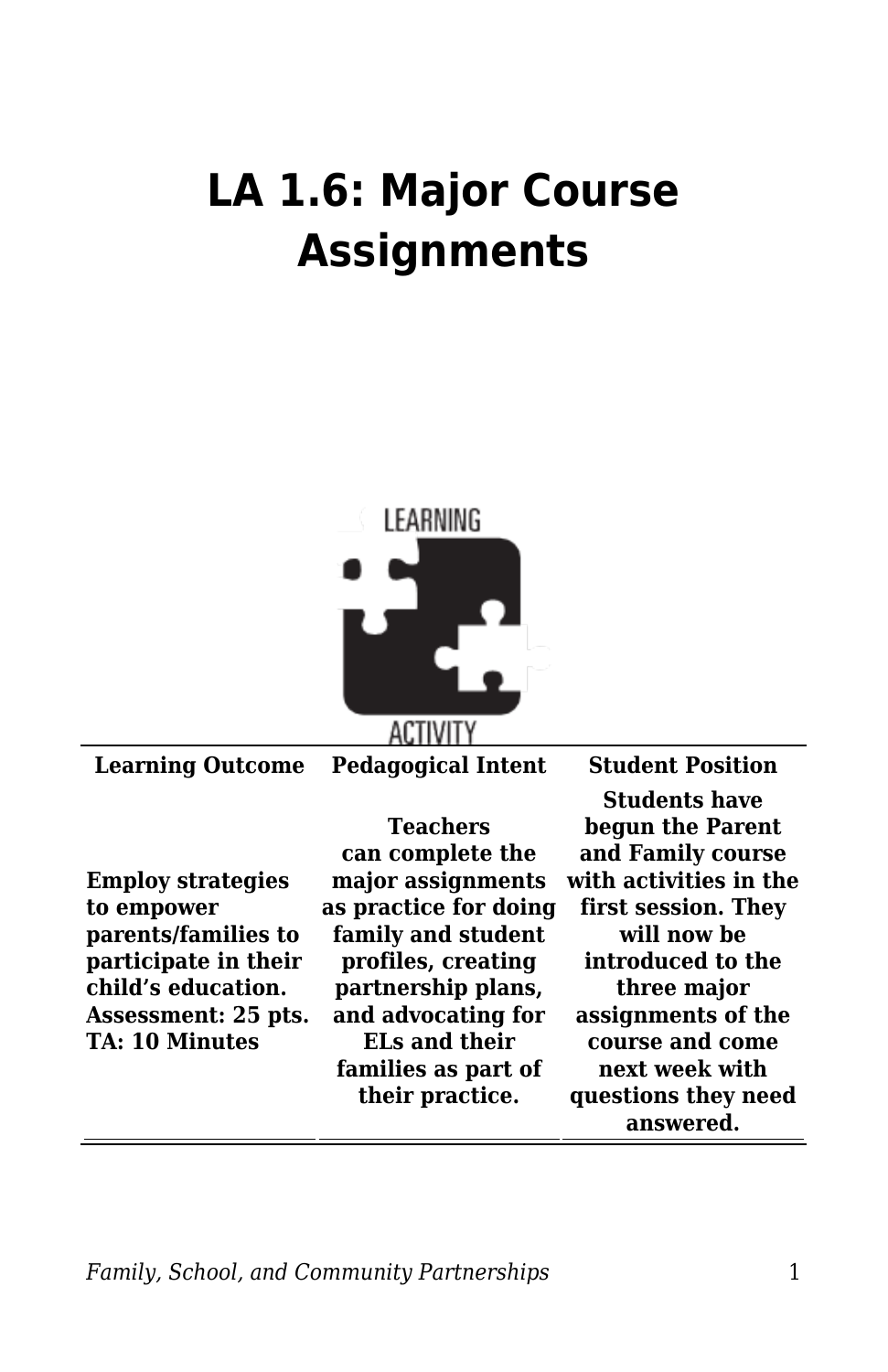# LA 1.6: Major Course Assignments

| Learning Outcome | Pedagogical Intent | Student Position |
| --- | --- | --- |
| **Employ strategies to empower parents/families to participate in their child's education. Assessment: 25 pts. TA: 10 Minutes** | **Teachers can complete the major assignments as practice for doing family and student profiles, creating partnership plans, and advocating for ELs and their families as part of their practice.** | **Students have begun the Parent and Family course with activities in the first session. They will now be introduced to the three major assignments of the course and come next week with questions they need answered.** |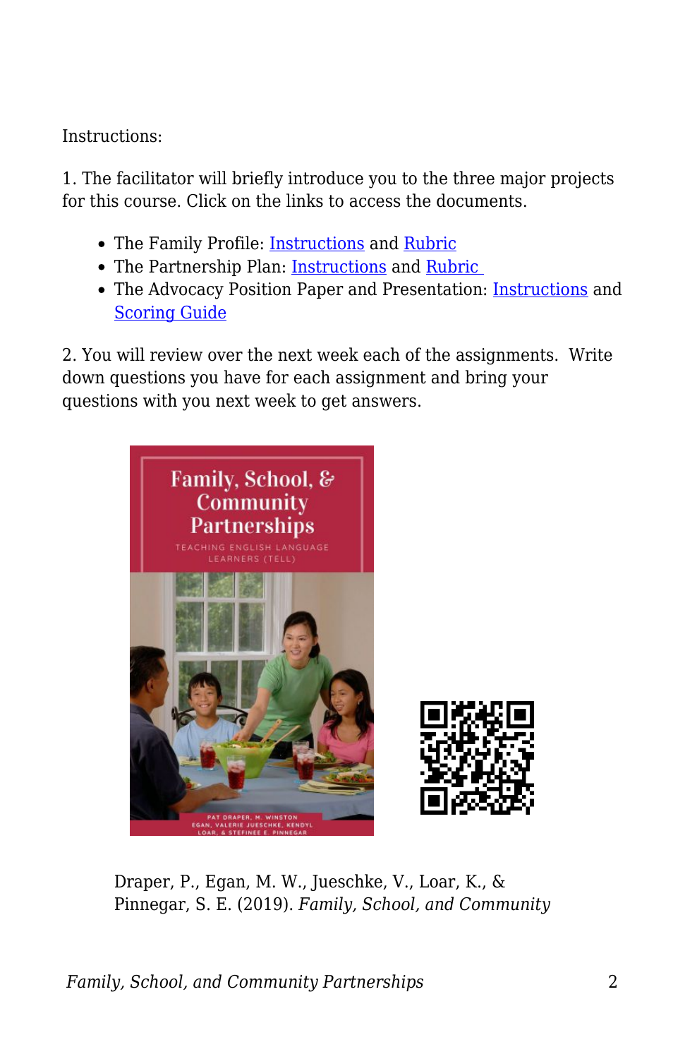Instructions:

1. The facilitator will briefly introduce you to the three major projects for this course. Click on the links to access the documents.

- The Family Profile: Instructions and Rubric
- The Partnership Plan: Instructions and Rubric
- The Advocacy Position Paper and Presentation: Instructions and Scoring Guide

2. You will review over the next week each of the assignments. Write down questions you have for each assignment and bring your questions with you next week to get answers.

Draper, P., Egan, M. W., Jueschke, V., Loar, K., & Pinnegar, S. E. (2019). *Family, School, and Community*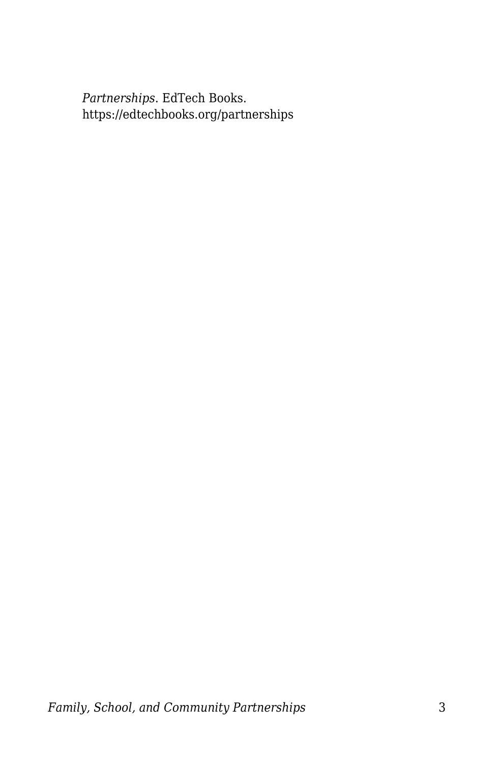*Partnerships*. EdTech Books. https://edtechbooks.org/partnerships